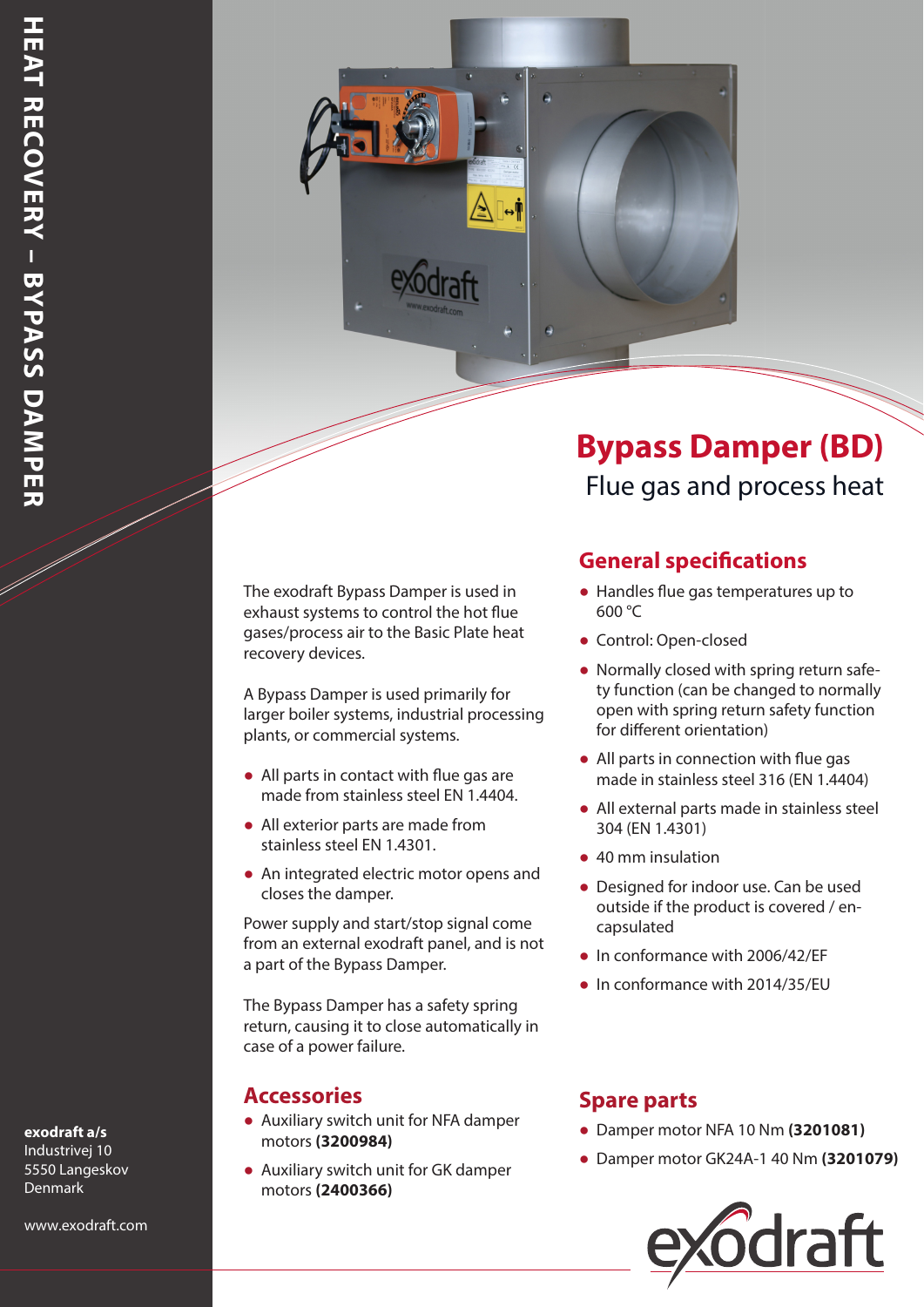HEAT RECOVERY – BYPASS DAMPER

# Bypass Damper (BD)

## Flue gas and process heat

The exodraft Bypass Damper is used in exhaust systems to control the hot flue gases/process air to the Basic Plate heat recovery devices.

A Bypass Damper is used primarily for larger boiler systems, industrial processing plants, or commercial systems.

- All parts in contact with flue gas are made from stainless steel EN 1.4404.
- All exterior parts are made from stainless steel EN 1.4301.
- An integrated electric motor opens and closes the damper.

Power supply and start/stop signal come from an external exodraft panel, and is not a part of the Bypass Damper.

The Bypass Damper has a safety spring return, causing it to close automatically in case of a power failure.

## Accessories

- Auxiliary switch unit for NFA damper motors **(3200984)**
- Auxiliary switch unit for GK damper motors **(2400366)**

## General specifications

- Handles flue gas temperatures up to 600 °C
- Control: Open-closed
- Normally closed with spring return safety function (can be changed to normally open with spring return safety function for different orientation)
- All parts in connection with flue gas made in stainless steel 316 (EN 1.4404)
- All external parts made in stainless steel 304 (EN 1.4301)
- 40 mm insulation
- Designed for indoor use. Can be used outside if the product is covered / encapsulated
- In conformance with 2006/42/EF
- In conformance with 2014/35/EU

## Spare parts

- Damper motor NFA 10 Nm **(3201081)**
- Damper motor GK24A-1 40 Nm **(3201079)**

**exodraft a/s**
Industrivej 10
5550 Langeskov
Denmark

www.exodraft.com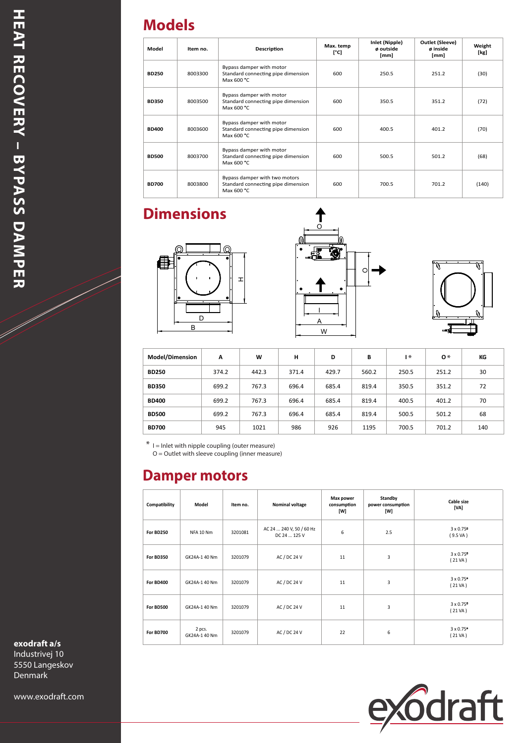## Models

| Model | Item no. | Description | Max. temp [°C] | Inlet (Nipple) ø outside [mm] | Outlet (Sleeve) ø inside [mm] | Weight [kg] |
|---|---|---|---|---|---|---|
| **BD250** | 8003300 | Bypass damper with motor Standard connecting pipe dimension Max 600 °C | 600 | 250.5 | 251.2 | (30) |
| **BD350** | 8003500 | Bypass damper with motor Standard connecting pipe dimension Max 600 °C | 600 | 350.5 | 351.2 | (72) |
| **BD400** | 8003600 | Bypass damper with motor Standard connecting pipe dimension Max 600 °C | 600 | 400.5 | 401.2 | (70) |
| **BD500** | 8003700 | Bypass damper with motor Standard connecting pipe dimension Max 600 °C | 600 | 500.5 | 501.2 | (68) |
| **BD700** | 8003800 | Bypass damper with two motors Standard connecting pipe dimension Max 600 °C | 600 | 700.5 | 701.2 | (140) |

## Dimensions

H
D
B
O
I
A
W
O

| Model/Dimension | A | W | H | D | B | I * | O * | KG |
|---|---|---|---|---|---|---|---|---|
| **BD250** | 374.2 | 442.3 | 371.4 | 429.7 | 560.2 | 250.5 | 251.2 | 30 |
| **BD350** | 699.2 | 767.3 | 696.4 | 685.4 | 819.4 | 350.5 | 351.2 | 72 |
| **BD400** | 699.2 | 767.3 | 696.4 | 685.4 | 819.4 | 400.5 | 401.2 | 70 |
| **BD500** | 699.2 | 767.3 | 696.4 | 685.4 | 819.4 | 500.5 | 501.2 | 68 |
| **BD700** | 945 | 1021 | 986 | 926 | 1195 | 700.5 | 701.2 | 140 |

\* I = Inlet with nipple coupling (outer measure)
O = Outlet with sleeve coupling (inner measure)

## Damper motors

| Compatibility | Model | Item no. | Nominal voltage | Max power consumption [W] | Standby power consumption [W] | Cable size [VA] |
|---|---|---|---|---|---|---|
| **For BD250** | NFA 10 Nm | 3201081 | AC 24 ... 240 V, 50 / 60 Hz DC 24 ... 125 V | 6 | 2.5 | 3 x 0.75▫ ( 9.5 VA ) |
| **For BD350** | GK24A-1 40 Nm | 3201079 | AC / DC 24 V | 11 | 3 | 3 x 0.75▫ ( 21 VA ) |
| **For BD400** | GK24A-1 40 Nm | 3201079 | AC / DC 24 V | 11 | 3 | 3 x 0.75▫ ( 21 VA ) |
| **For BD500** | GK24A-1 40 Nm | 3201079 | AC / DC 24 V | 11 | 3 | 3 x 0.75▫ ( 21 VA ) |
| **For BD700** | 2 pcs. GK24A-1 40 Nm | 3201079 | AC / DC 24 V | 22 | 6 | 3 x 0.75▫ ( 21 VA ) |

**exodraft a/s**
Industrivej 10
5550 Langeskov
Denmark

www.exodraft.com

exodraft